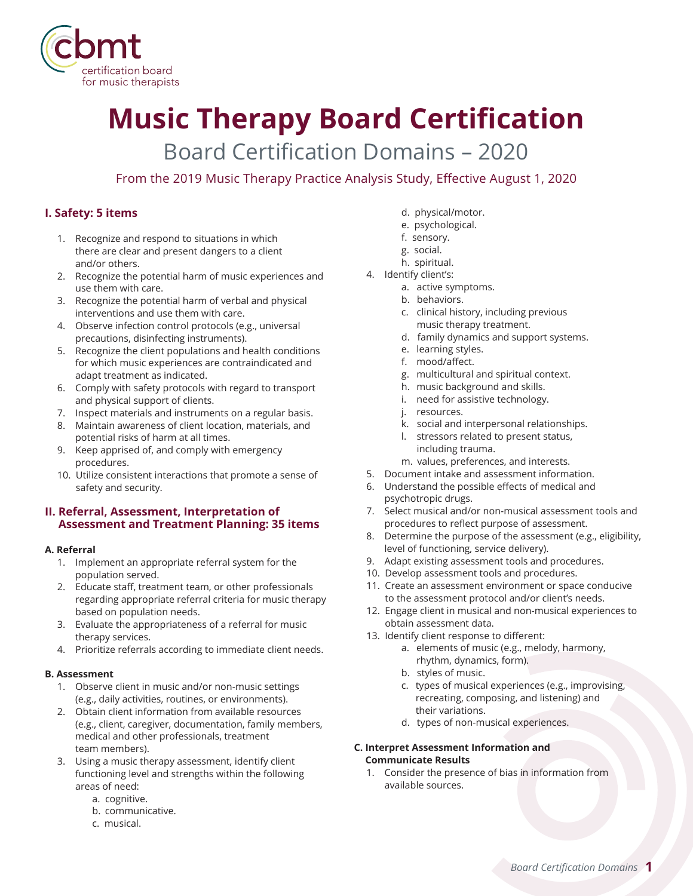cbmt
certification board
for music therapists

# Music Therapy Board Certification

## Board Certification Domains – 2020

From the 2019 Music Therapy Practice Analysis Study, Effective August 1, 2020

### I. Safety: 5 items

1. Recognize and respond to situations in which there are clear and present dangers to a client and/or others.
2. Recognize the potential harm of music experiences and use them with care.
3. Recognize the potential harm of verbal and physical interventions and use them with care.
4. Observe infection control protocols (e.g., universal precautions, disinfecting instruments).
5. Recognize the client populations and health conditions for which music experiences are contraindicated and adapt treatment as indicated.
6. Comply with safety protocols with regard to transport and physical support of clients.
7. Inspect materials and instruments on a regular basis.
8. Maintain awareness of client location, materials, and potential risks of harm at all times.
9. Keep apprised of, and comply with emergency procedures.
10. Utilize consistent interactions that promote a sense of safety and security.

### II. Referral, Assessment, Interpretation of Assessment and Treatment Planning: 35 items

#### A. Referral

1. Implement an appropriate referral system for the population served.
2. Educate staff, treatment team, or other professionals regarding appropriate referral criteria for music therapy based on population needs.
3. Evaluate the appropriateness of a referral for music therapy services.
4. Prioritize referrals according to immediate client needs.

#### B. Assessment

1. Observe client in music and/or non-music settings (e.g., daily activities, routines, or environments).
2. Obtain client information from available resources (e.g., client, caregiver, documentation, family members, medical and other professionals, treatment team members).
3. Using a music therapy assessment, identify client functioning level and strengths within the following areas of need:
   a. cognitive.
   b. communicative.
   c. musical.
   d. physical/motor.
   e. psychological.
   f. sensory.
   g. social.
   h. spiritual.
4. Identify client's:
   a. active symptoms.
   b. behaviors.
   c. clinical history, including previous music therapy treatment.
   d. family dynamics and support systems.
   e. learning styles.
   f. mood/affect.
   g. multicultural and spiritual context.
   h. music background and skills.
   i. need for assistive technology.
   j. resources.
   k. social and interpersonal relationships.
   l. stressors related to present status, including trauma.
   m. values, preferences, and interests.
5. Document intake and assessment information.
6. Understand the possible effects of medical and psychotropic drugs.
7. Select musical and/or non-musical assessment tools and procedures to reflect purpose of assessment.
8. Determine the purpose of the assessment (e.g., eligibility, level of functioning, service delivery).
9. Adapt existing assessment tools and procedures.
10. Develop assessment tools and procedures.
11. Create an assessment environment or space conducive to the assessment protocol and/or client's needs.
12. Engage client in musical and non-musical experiences to obtain assessment data.
13. Identify client response to different:
    a. elements of music (e.g., melody, harmony, rhythm, dynamics, form).
    b. styles of music.
    c. types of musical experiences (e.g., improvising, recreating, composing, and listening) and their variations.
    d. types of non-musical experiences.

#### C. Interpret Assessment Information and Communicate Results

1. Consider the presence of bias in information from available sources.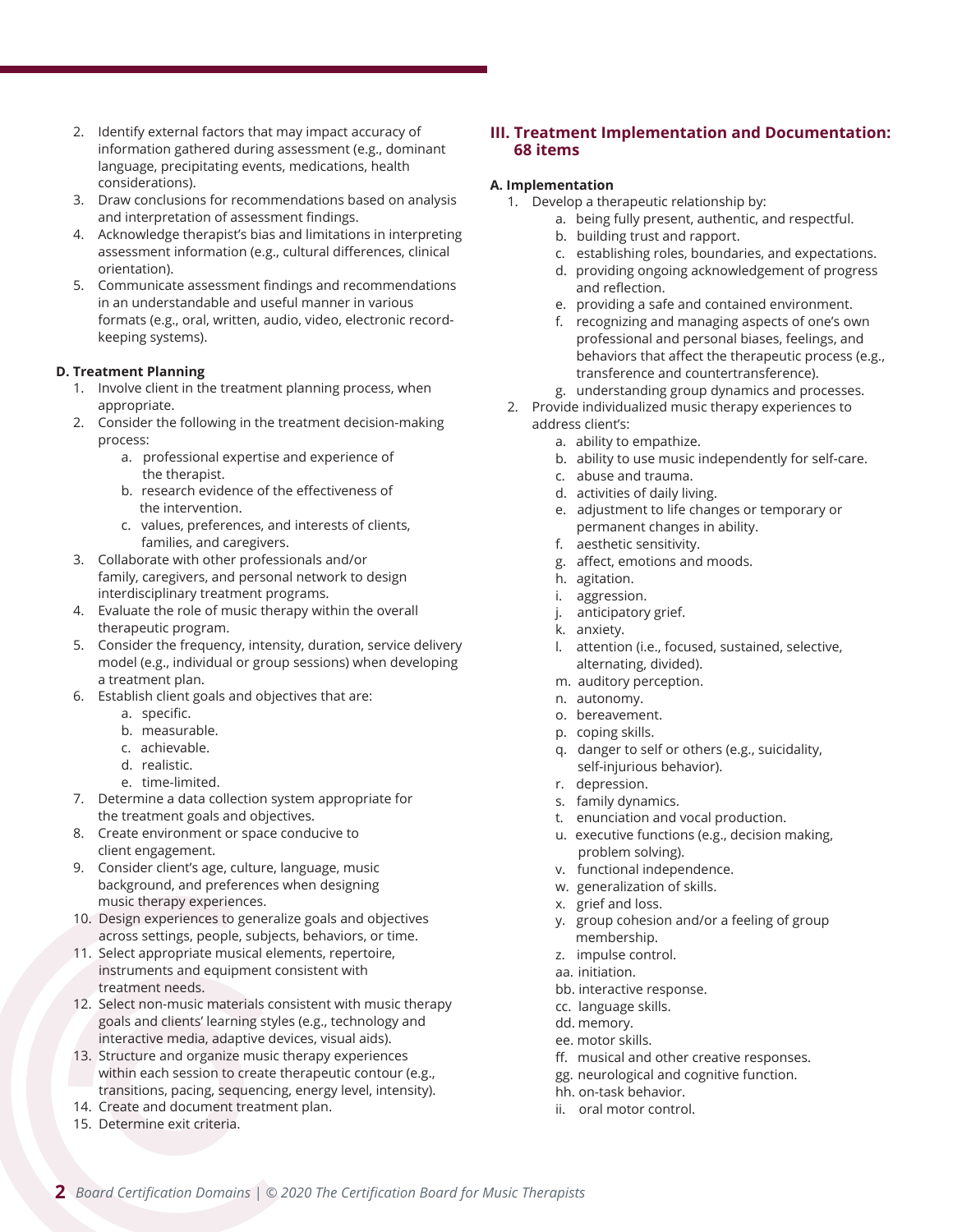2. Identify external factors that may impact accuracy of information gathered during assessment (e.g., dominant language, precipitating events, medications, health considerations).
3. Draw conclusions for recommendations based on analysis and interpretation of assessment findings.
4. Acknowledge therapist's bias and limitations in interpreting assessment information (e.g., cultural differences, clinical orientation).
5. Communicate assessment findings and recommendations in an understandable and useful manner in various formats (e.g., oral, written, audio, video, electronic record-keeping systems).

**D. Treatment Planning**

1. Involve client in the treatment planning process, when appropriate.
2. Consider the following in the treatment decision-making process:
   a. professional expertise and experience of the therapist.
   b. research evidence of the effectiveness of the intervention.
   c. values, preferences, and interests of clients, families, and caregivers.
3. Collaborate with other professionals and/or family, caregivers, and personal network to design interdisciplinary treatment programs.
4. Evaluate the role of music therapy within the overall therapeutic program.
5. Consider the frequency, intensity, duration, service delivery model (e.g., individual or group sessions) when developing a treatment plan.
6. Establish client goals and objectives that are:
   a. specific.
   b. measurable.
   c. achievable.
   d. realistic.
   e. time-limited.
7. Determine a data collection system appropriate for the treatment goals and objectives.
8. Create environment or space conducive to client engagement.
9. Consider client's age, culture, language, music background, and preferences when designing music therapy experiences.
10. Design experiences to generalize goals and objectives across settings, people, subjects, behaviors, or time.
11. Select appropriate musical elements, repertoire, instruments and equipment consistent with treatment needs.
12. Select non-music materials consistent with music therapy goals and clients' learning styles (e.g., technology and interactive media, adaptive devices, visual aids).
13. Structure and organize music therapy experiences within each session to create therapeutic contour (e.g., transitions, pacing, sequencing, energy level, intensity).
14. Create and document treatment plan.
15. Determine exit criteria.

## III. Treatment Implementation and Documentation: 68 items

**A. Implementation**

1. Develop a therapeutic relationship by:
   a. being fully present, authentic, and respectful.
   b. building trust and rapport.
   c. establishing roles, boundaries, and expectations.
   d. providing ongoing acknowledgement of progress and reflection.
   e. providing a safe and contained environment.
   f. recognizing and managing aspects of one's own professional and personal biases, feelings, and behaviors that affect the therapeutic process (e.g., transference and countertransference).
   g. understanding group dynamics and processes.
2. Provide individualized music therapy experiences to address client's:
   a. ability to empathize.
   b. ability to use music independently for self-care.
   c. abuse and trauma.
   d. activities of daily living.
   e. adjustment to life changes or temporary or permanent changes in ability.
   f. aesthetic sensitivity.
   g. affect, emotions and moods.
   h. agitation.
   i. aggression.
   j. anticipatory grief.
   k. anxiety.
   l. attention (i.e., focused, sustained, selective, alternating, divided).
   m. auditory perception.
   n. autonomy.
   o. bereavement.
   p. coping skills.
   q. danger to self or others (e.g., suicidality, self-injurious behavior).
   r. depression.
   s. family dynamics.
   t. enunciation and vocal production.
   u. executive functions (e.g., decision making, problem solving).
   v. functional independence.
   w. generalization of skills.
   x. grief and loss.
   y. group cohesion and/or a feeling of group membership.
   z. impulse control.
   aa. initiation.
   bb. interactive response.
   cc. language skills.
   dd. memory.
   ee. motor skills.
   ff. musical and other creative responses.
   gg. neurological and cognitive function.
   hh. on-task behavior.
   ii. oral motor control.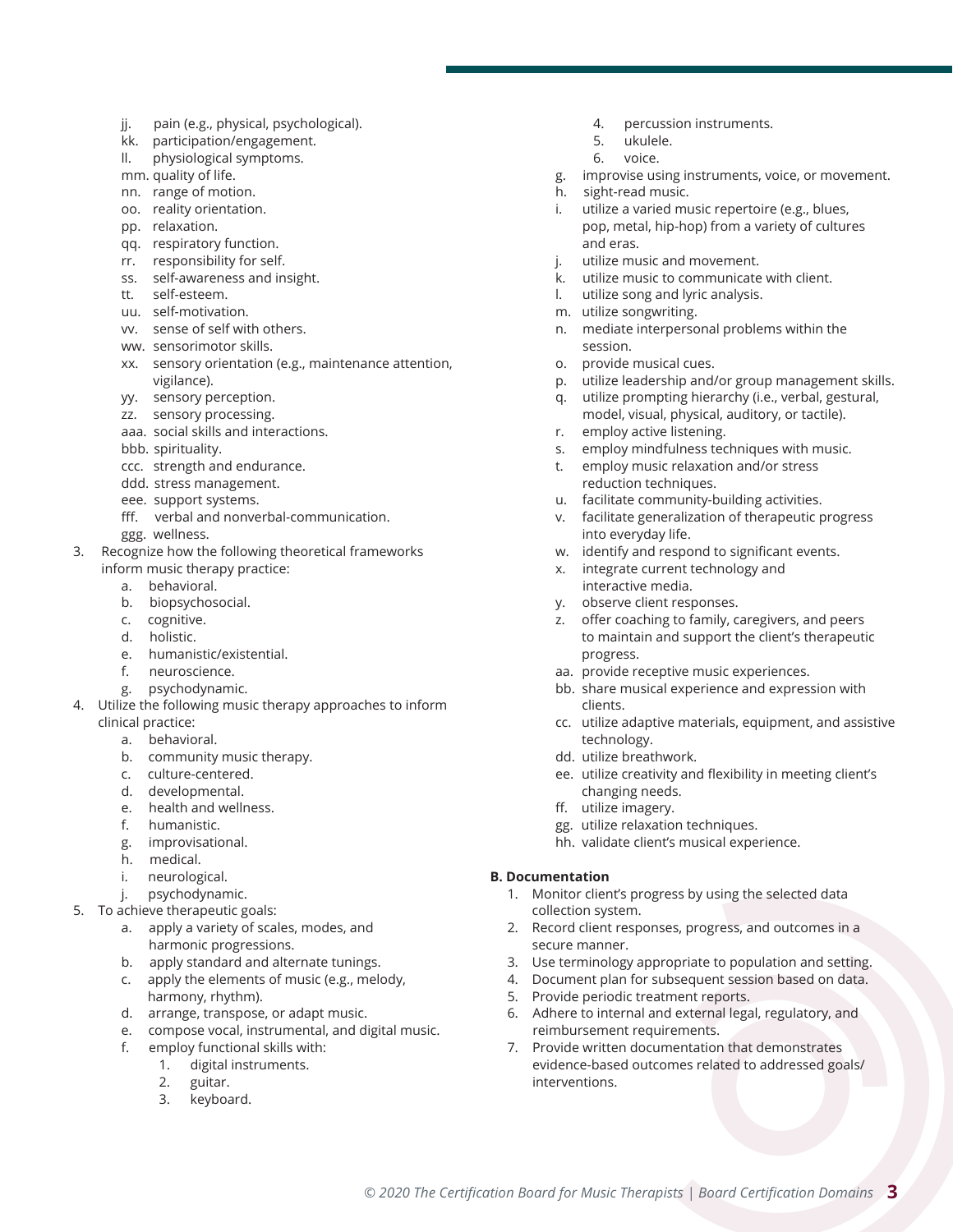- jj. pain (e.g., physical, psychological).
- kk. participation/engagement.
- ll. physiological symptoms.
- mm. quality of life.
- nn. range of motion.
- oo. reality orientation.
- pp. relaxation.
- qq. respiratory function.
- rr. responsibility for self.
- ss. self-awareness and insight.
- tt. self-esteem.
- uu. self-motivation.
- vv. sense of self with others.
- ww. sensorimotor skills.
- xx. sensory orientation (e.g., maintenance attention, vigilance).
- yy. sensory perception.
- zz. sensory processing.
- aaa. social skills and interactions.
- bbb. spirituality.
- ccc. strength and endurance.
- ddd. stress management.
- eee. support systems.
- fff. verbal and nonverbal-communication.
- ggg. wellness.

3. Recognize how the following theoretical frameworks inform music therapy practice:
   - a. behavioral.
   - b. biopsychosocial.
   - c. cognitive.
   - d. holistic.
   - e. humanistic/existential.
   - f. neuroscience.
   - g. psychodynamic.
4. Utilize the following music therapy approaches to inform clinical practice:
   - a. behavioral.
   - b. community music therapy.
   - c. culture-centered.
   - d. developmental.
   - e. health and wellness.
   - f. humanistic.
   - g. improvisational.
   - h. medical.
   - i. neurological.
   - j. psychodynamic.
5. To achieve therapeutic goals:
   - a. apply a variety of scales, modes, and harmonic progressions.
   - b. apply standard and alternate tunings.
   - c. apply the elements of music (e.g., melody, harmony, rhythm).
   - d. arrange, transpose, or adapt music.
   - e. compose vocal, instrumental, and digital music.
   - f. employ functional skills with:
     1. digital instruments.
     2. guitar.
     3. keyboard.
     4. percussion instruments.
     5. ukulele.
     6. voice.
   - g. improvise using instruments, voice, or movement.
   - h. sight-read music.
   - i. utilize a varied music repertoire (e.g., blues, pop, metal, hip-hop) from a variety of cultures and eras.
   - j. utilize music and movement.
   - k. utilize music to communicate with client.
   - l. utilize song and lyric analysis.
   - m. utilize songwriting.
   - n. mediate interpersonal problems within the session.
   - o. provide musical cues.
   - p. utilize leadership and/or group management skills.
   - q. utilize prompting hierarchy (i.e., verbal, gestural, model, visual, physical, auditory, or tactile).
   - r. employ active listening.
   - s. employ mindfulness techniques with music.
   - t. employ music relaxation and/or stress reduction techniques.
   - u. facilitate community-building activities.
   - v. facilitate generalization of therapeutic progress into everyday life.
   - w. identify and respond to significant events.
   - x. integrate current technology and interactive media.
   - y. observe client responses.
   - z. offer coaching to family, caregivers, and peers to maintain and support the client's therapeutic progress.
   - aa. provide receptive music experiences.
   - bb. share musical experience and expression with clients.
   - cc. utilize adaptive materials, equipment, and assistive technology.
   - dd. utilize breathwork.
   - ee. utilize creativity and flexibility in meeting client's changing needs.
   - ff. utilize imagery.
   - gg. utilize relaxation techniques.
   - hh. validate client's musical experience.

**B. Documentation**

1. Monitor client's progress by using the selected data collection system.
2. Record client responses, progress, and outcomes in a secure manner.
3. Use terminology appropriate to population and setting.
4. Document plan for subsequent session based on data.
5. Provide periodic treatment reports.
6. Adhere to internal and external legal, regulatory, and reimbursement requirements.
7. Provide written documentation that demonstrates evidence-based outcomes related to addressed goals/interventions.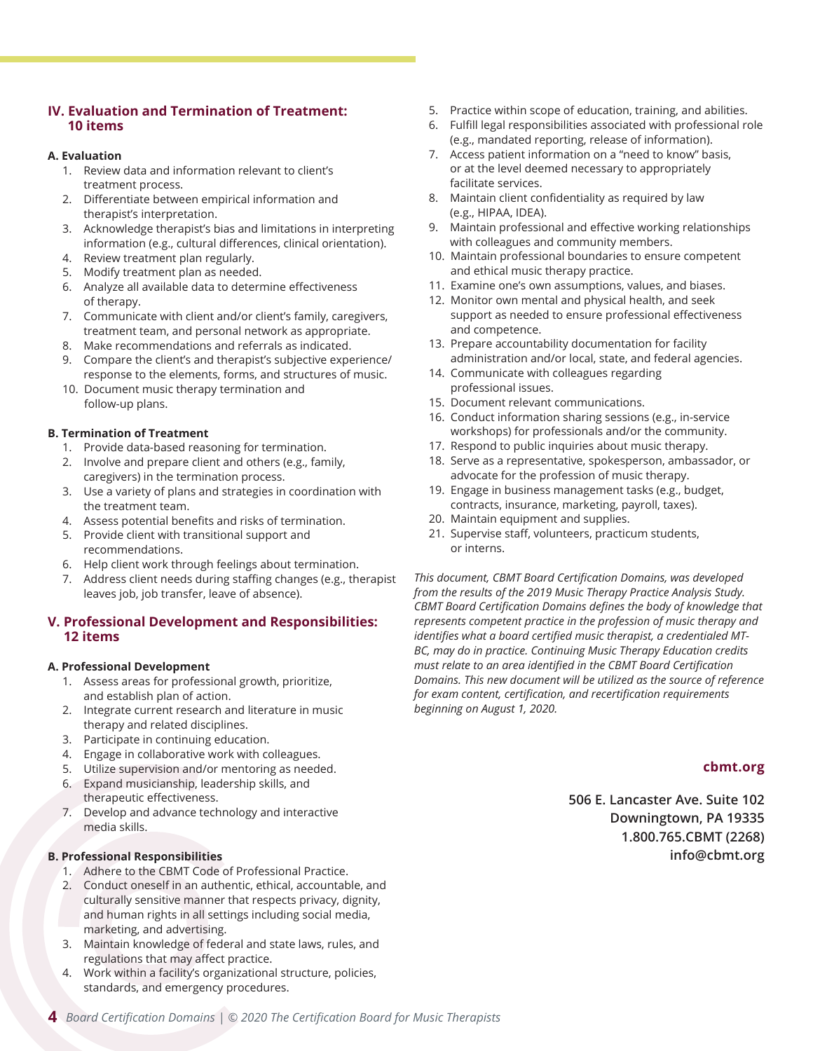## IV. Evaluation and Termination of Treatment: 10 items

**A. Evaluation**

1. Review data and information relevant to client's treatment process.
2. Differentiate between empirical information and therapist's interpretation.
3. Acknowledge therapist's bias and limitations in interpreting information (e.g., cultural differences, clinical orientation).
4. Review treatment plan regularly.
5. Modify treatment plan as needed.
6. Analyze all available data to determine effectiveness of therapy.
7. Communicate with client and/or client's family, caregivers, treatment team, and personal network as appropriate.
8. Make recommendations and referrals as indicated.
9. Compare the client's and therapist's subjective experience/response to the elements, forms, and structures of music.
10. Document music therapy termination and follow-up plans.

**B. Termination of Treatment**

1. Provide data-based reasoning for termination.
2. Involve and prepare client and others (e.g., family, caregivers) in the termination process.
3. Use a variety of plans and strategies in coordination with the treatment team.
4. Assess potential benefits and risks of termination.
5. Provide client with transitional support and recommendations.
6. Help client work through feelings about termination.
7. Address client needs during staffing changes (e.g., therapist leaves job, job transfer, leave of absence).

## V. Professional Development and Responsibilities: 12 items

**A. Professional Development**

1. Assess areas for professional growth, prioritize, and establish plan of action.
2. Integrate current research and literature in music therapy and related disciplines.
3. Participate in continuing education.
4. Engage in collaborative work with colleagues.
5. Utilize supervision and/or mentoring as needed.
6. Expand musicianship, leadership skills, and therapeutic effectiveness.
7. Develop and advance technology and interactive media skills.

**B. Professional Responsibilities**

1. Adhere to the CBMT Code of Professional Practice.
2. Conduct oneself in an authentic, ethical, accountable, and culturally sensitive manner that respects privacy, dignity, and human rights in all settings including social media, marketing, and advertising.
3. Maintain knowledge of federal and state laws, rules, and regulations that may affect practice.
4. Work within a facility's organizational structure, policies, standards, and emergency procedures.
5. Practice within scope of education, training, and abilities.
6. Fulfill legal responsibilities associated with professional role (e.g., mandated reporting, release of information).
7. Access patient information on a "need to know" basis, or at the level deemed necessary to appropriately facilitate services.
8. Maintain client confidentiality as required by law (e.g., HIPAA, IDEA).
9. Maintain professional and effective working relationships with colleagues and community members.
10. Maintain professional boundaries to ensure competent and ethical music therapy practice.
11. Examine one's own assumptions, values, and biases.
12. Monitor own mental and physical health, and seek support as needed to ensure professional effectiveness and competence.
13. Prepare accountability documentation for facility administration and/or local, state, and federal agencies.
14. Communicate with colleagues regarding professional issues.
15. Document relevant communications.
16. Conduct information sharing sessions (e.g., in-service workshops) for professionals and/or the community.
17. Respond to public inquiries about music therapy.
18. Serve as a representative, spokesperson, ambassador, or advocate for the profession of music therapy.
19. Engage in business management tasks (e.g., budget, contracts, insurance, marketing, payroll, taxes).
20. Maintain equipment and supplies.
21. Supervise staff, volunteers, practicum students, or interns.

*This document, CBMT Board Certification Domains, was developed from the results of the 2019 Music Therapy Practice Analysis Study. CBMT Board Certification Domains defines the body of knowledge that represents competent practice in the profession of music therapy and identifies what a board certified music therapist, a credentialed MT-BC, may do in practice. Continuing Music Therapy Education credits must relate to an area identified in the CBMT Board Certification Domains. This new document will be utilized as the source of reference for exam content, certification, and recertification requirements beginning on August 1, 2020.*

**cbmt.org**

**506 E. Lancaster Ave. Suite 102**
**Downingtown, PA 19335**
**1.800.765.CBMT (2268)**
**info@cbmt.org**